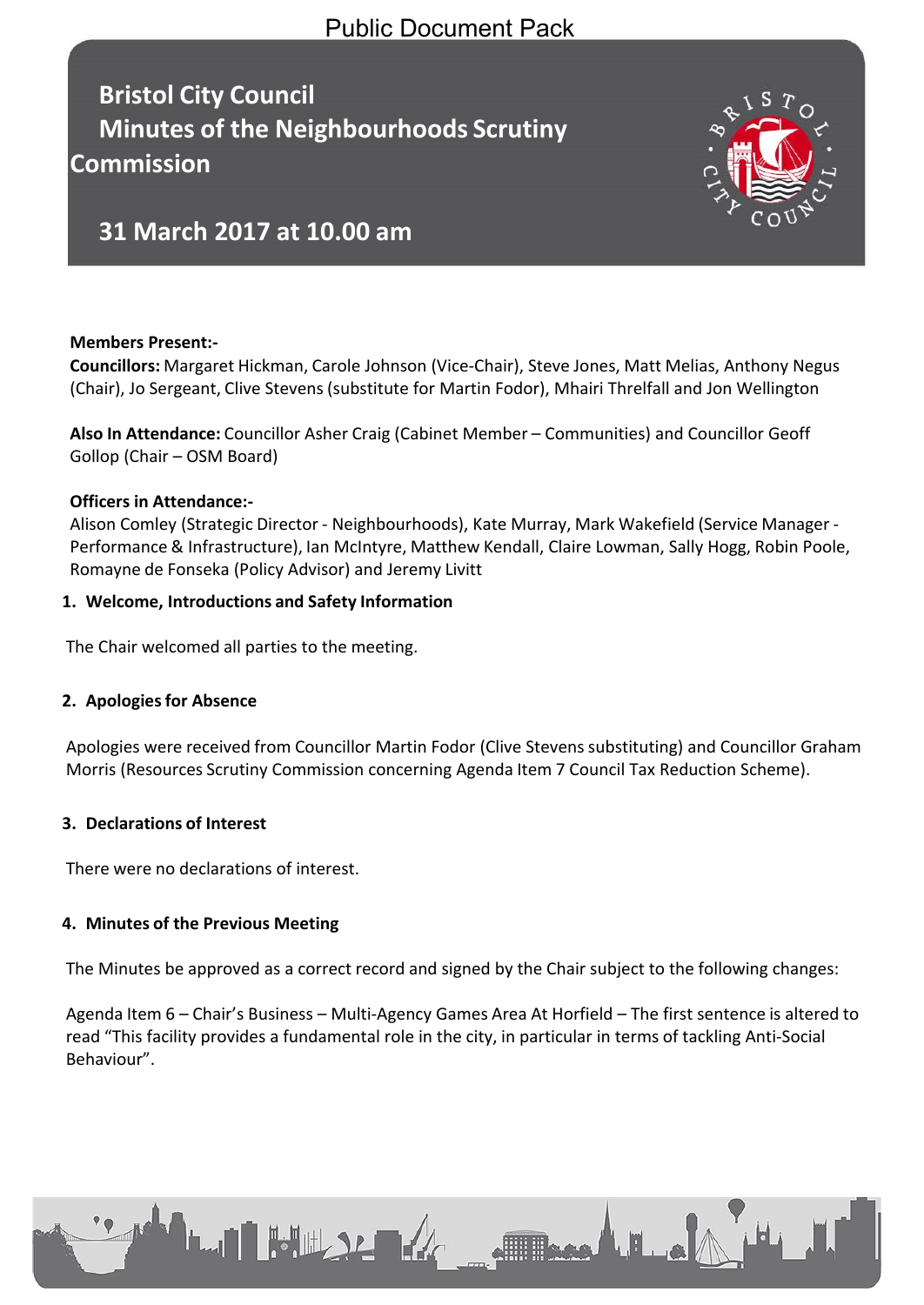Public Document Pack

# Bristol City Council
# Minutes of the Neighbourhoods Scrutiny Commission

## 31 March 2017 at 10.00 am

**Members Present:-**
**Councillors:** Margaret Hickman, Carole Johnson (Vice-Chair), Steve Jones, Matt Melias, Anthony Negus (Chair), Jo Sergeant, Clive Stevens (substitute for Martin Fodor), Mhairi Threlfall and Jon Wellington

**Also In Attendance:** Councillor Asher Craig (Cabinet Member – Communities) and Councillor Geoff Gollop (Chair – OSM Board)

**Officers in Attendance:-**
Alison Comley (Strategic Director - Neighbourhoods), Kate Murray, Mark Wakefield (Service Manager - Performance & Infrastructure), Ian McIntyre, Matthew Kendall, Claire Lowman, Sally Hogg, Robin Poole, Romayne de Fonseka (Policy Advisor) and Jeremy Livitt

### 1. Welcome, Introductions and Safety Information

The Chair welcomed all parties to the meeting.

### 2. Apologies for Absence

Apologies were received from Councillor Martin Fodor (Clive Stevens substituting) and Councillor Graham Morris (Resources Scrutiny Commission concerning Agenda Item 7 Council Tax Reduction Scheme).

### 3. Declarations of Interest

There were no declarations of interest.

### 4. Minutes of the Previous Meeting

The Minutes be approved as a correct record and signed by the Chair subject to the following changes:

Agenda Item 6 – Chair's Business – Multi-Agency Games Area At Horfield – The first sentence is altered to read "This facility provides a fundamental role in the city, in particular in terms of tackling Anti-Social Behaviour".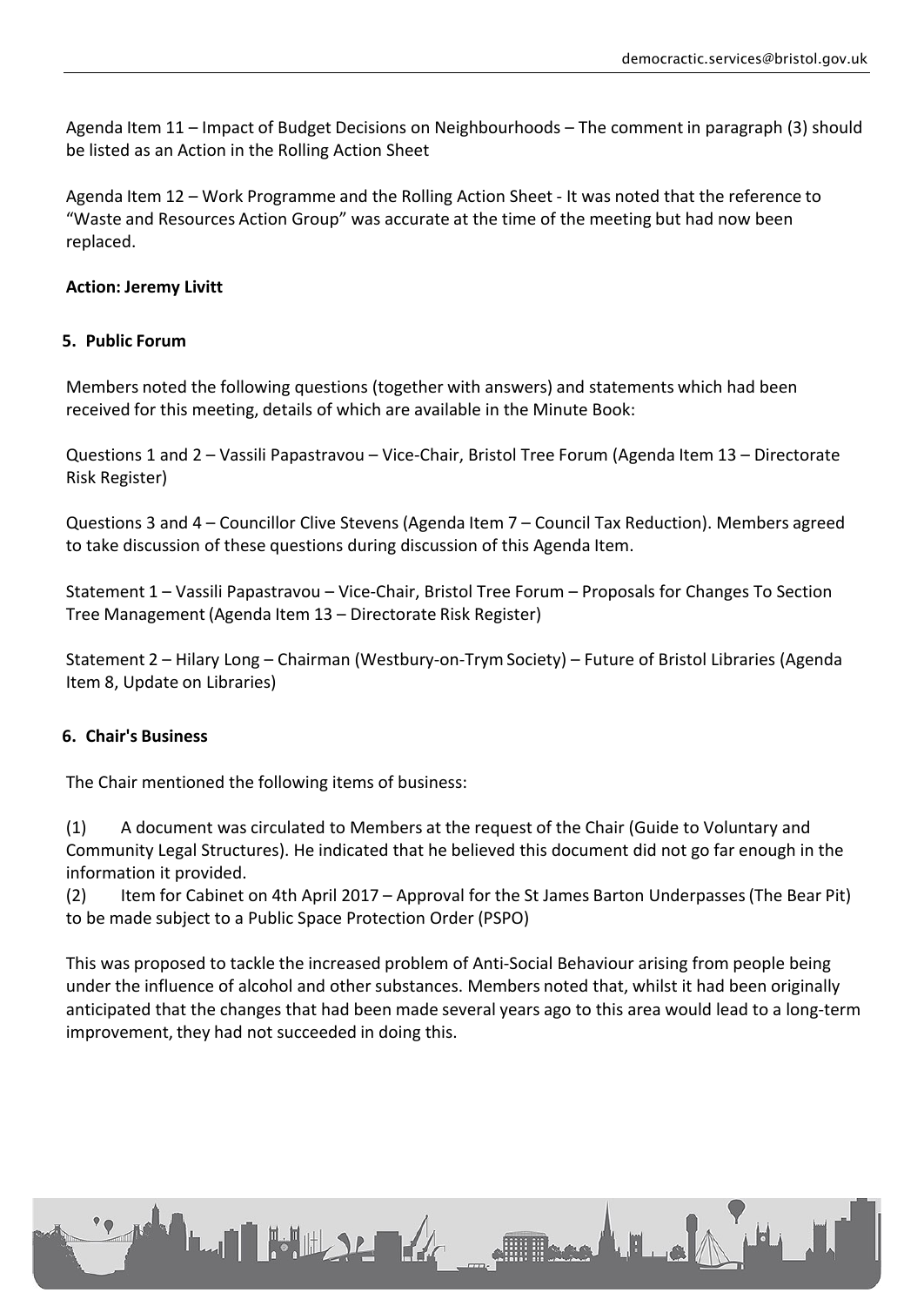Agenda Item 11 – Impact of Budget Decisions on Neighbourhoods – The comment in paragraph (3) should be listed as an Action in the Rolling Action Sheet

Agenda Item 12 – Work Programme and the Rolling Action Sheet - It was noted that the reference to "Waste and Resources Action Group" was accurate at the time of the meeting but had now been replaced.

**Action: Jeremy Livitt**

## 5. Public Forum

Members noted the following questions (together with answers) and statements which had been received for this meeting, details of which are available in the Minute Book:

Questions 1 and 2 – Vassili Papastravou – Vice-Chair, Bristol Tree Forum (Agenda Item 13 – Directorate Risk Register)

Questions 3 and 4 – Councillor Clive Stevens (Agenda Item 7 – Council Tax Reduction). Members agreed to take discussion of these questions during discussion of this Agenda Item.

Statement 1 – Vassili Papastravou – Vice-Chair, Bristol Tree Forum – Proposals for Changes To Section Tree Management (Agenda Item 13 – Directorate Risk Register)

Statement 2 – Hilary Long – Chairman (Westbury-on-Trym Society) – Future of Bristol Libraries (Agenda Item 8, Update on Libraries)

## 6. Chair's Business

The Chair mentioned the following items of business:

(1) A document was circulated to Members at the request of the Chair (Guide to Voluntary and Community Legal Structures). He indicated that he believed this document did not go far enough in the information it provided.
(2) Item for Cabinet on 4th April 2017 – Approval for the St James Barton Underpasses (The Bear Pit) to be made subject to a Public Space Protection Order (PSPO)

This was proposed to tackle the increased problem of Anti-Social Behaviour arising from people being under the influence of alcohol and other substances. Members noted that, whilst it had been originally anticipated that the changes that had been made several years ago to this area would lead to a long-term improvement, they had not succeeded in doing this.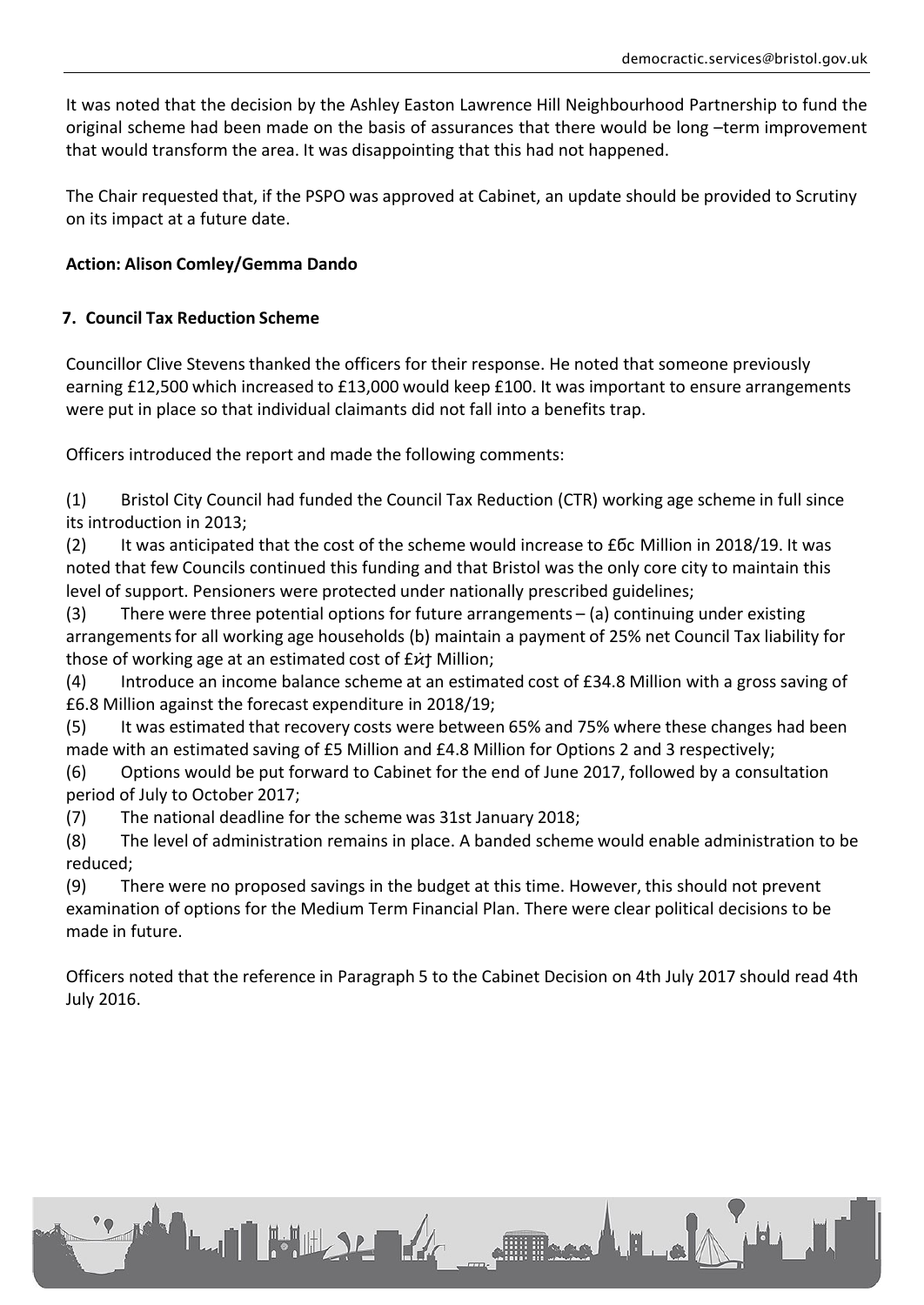It was noted that the decision by the Ashley Easton Lawrence Hill Neighbourhood Partnership to fund the original scheme had been made on the basis of assurances that there would be long –term improvement that would transform the area. It was disappointing that this had not happened.

The Chair requested that, if the PSPO was approved at Cabinet, an update should be provided to Scrutiny on its impact at a future date.

**Action: Alison Comley/Gemma Dando**

## 7. Council Tax Reduction Scheme

Councillor Clive Stevens thanked the officers for their response. He noted that someone previously earning £12,500 which increased to £13,000 would keep £100. It was important to ensure arrangements were put in place so that individual claimants did not fall into a benefits trap.

Officers introduced the report and made the following comments:

(1) Bristol City Council had funded the Council Tax Reduction (CTR) working age scheme in full since its introduction in 2013;

(2) It was anticipated that the cost of the scheme would increase to £бс Million in 2018/19. It was noted that few Councils continued this funding and that Bristol was the only core city to maintain this level of support. Pensioners were protected under nationally prescribed guidelines;

(3) There were three potential options for future arrangements – (a) continuing under existing arrangements for all working age households (b) maintain a payment of 25% net Council Tax liability for those of working age at an estimated cost of £ӣϯ Million;

(4) Introduce an income balance scheme at an estimated cost of £34.8 Million with a gross saving of £6.8 Million against the forecast expenditure in 2018/19;

(5) It was estimated that recovery costs were between 65% and 75% where these changes had been made with an estimated saving of £5 Million and £4.8 Million for Options 2 and 3 respectively;

(6) Options would be put forward to Cabinet for the end of June 2017, followed by a consultation period of July to October 2017;

(7) The national deadline for the scheme was 31st January 2018;

(8) The level of administration remains in place. A banded scheme would enable administration to be reduced;

(9) There were no proposed savings in the budget at this time. However, this should not prevent examination of options for the Medium Term Financial Plan. There were clear political decisions to be made in future.

Officers noted that the reference in Paragraph 5 to the Cabinet Decision on 4th July 2017 should read 4th July 2016.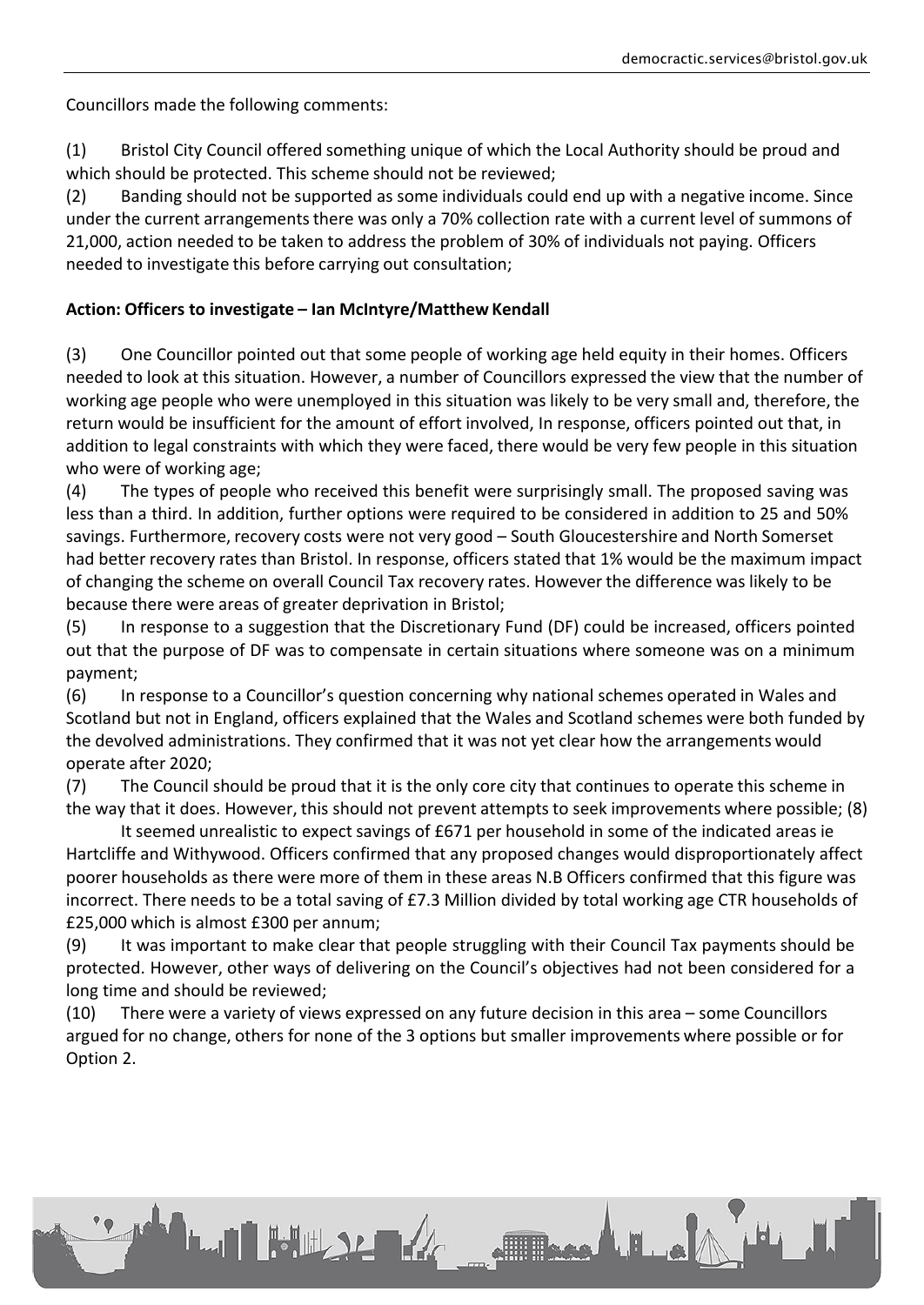Councillors made the following comments:

(1) Bristol City Council offered something unique of which the Local Authority should be proud and which should be protected. This scheme should not be reviewed;

(2) Banding should not be supported as some individuals could end up with a negative income. Since under the current arrangements there was only a 70% collection rate with a current level of summons of 21,000, action needed to be taken to address the problem of 30% of individuals not paying. Officers needed to investigate this before carrying out consultation;

**Action: Officers to investigate – Ian McIntyre/Matthew Kendall**

(3) One Councillor pointed out that some people of working age held equity in their homes. Officers needed to look at this situation. However, a number of Councillors expressed the view that the number of working age people who were unemployed in this situation was likely to be very small and, therefore, the return would be insufficient for the amount of effort involved, In response, officers pointed out that, in addition to legal constraints with which they were faced, there would be very few people in this situation who were of working age;

(4) The types of people who received this benefit were surprisingly small. The proposed saving was less than a third. In addition, further options were required to be considered in addition to 25 and 50% savings. Furthermore, recovery costs were not very good – South Gloucestershire and North Somerset had better recovery rates than Bristol. In response, officers stated that 1% would be the maximum impact of changing the scheme on overall Council Tax recovery rates. However the difference was likely to be because there were areas of greater deprivation in Bristol;

(5) In response to a suggestion that the Discretionary Fund (DF) could be increased, officers pointed out that the purpose of DF was to compensate in certain situations where someone was on a minimum payment;

(6) In response to a Councillor's question concerning why national schemes operated in Wales and Scotland but not in England, officers explained that the Wales and Scotland schemes were both funded by the devolved administrations. They confirmed that it was not yet clear how the arrangements would operate after 2020;

(7) The Council should be proud that it is the only core city that continues to operate this scheme in the way that it does. However, this should not prevent attempts to seek improvements where possible;

(8) It seemed unrealistic to expect savings of £671 per household in some of the indicated areas ie Hartcliffe and Withywood. Officers confirmed that any proposed changes would disproportionately affect poorer households as there were more of them in these areas N.B Officers confirmed that this figure was incorrect. There needs to be a total saving of £7.3 Million divided by total working age CTR households of £25,000 which is almost £300 per annum;

(9) It was important to make clear that people struggling with their Council Tax payments should be protected. However, other ways of delivering on the Council's objectives had not been considered for a long time and should be reviewed;

(10) There were a variety of views expressed on any future decision in this area – some Councillors argued for no change, others for none of the 3 options but smaller improvements where possible or for Option 2.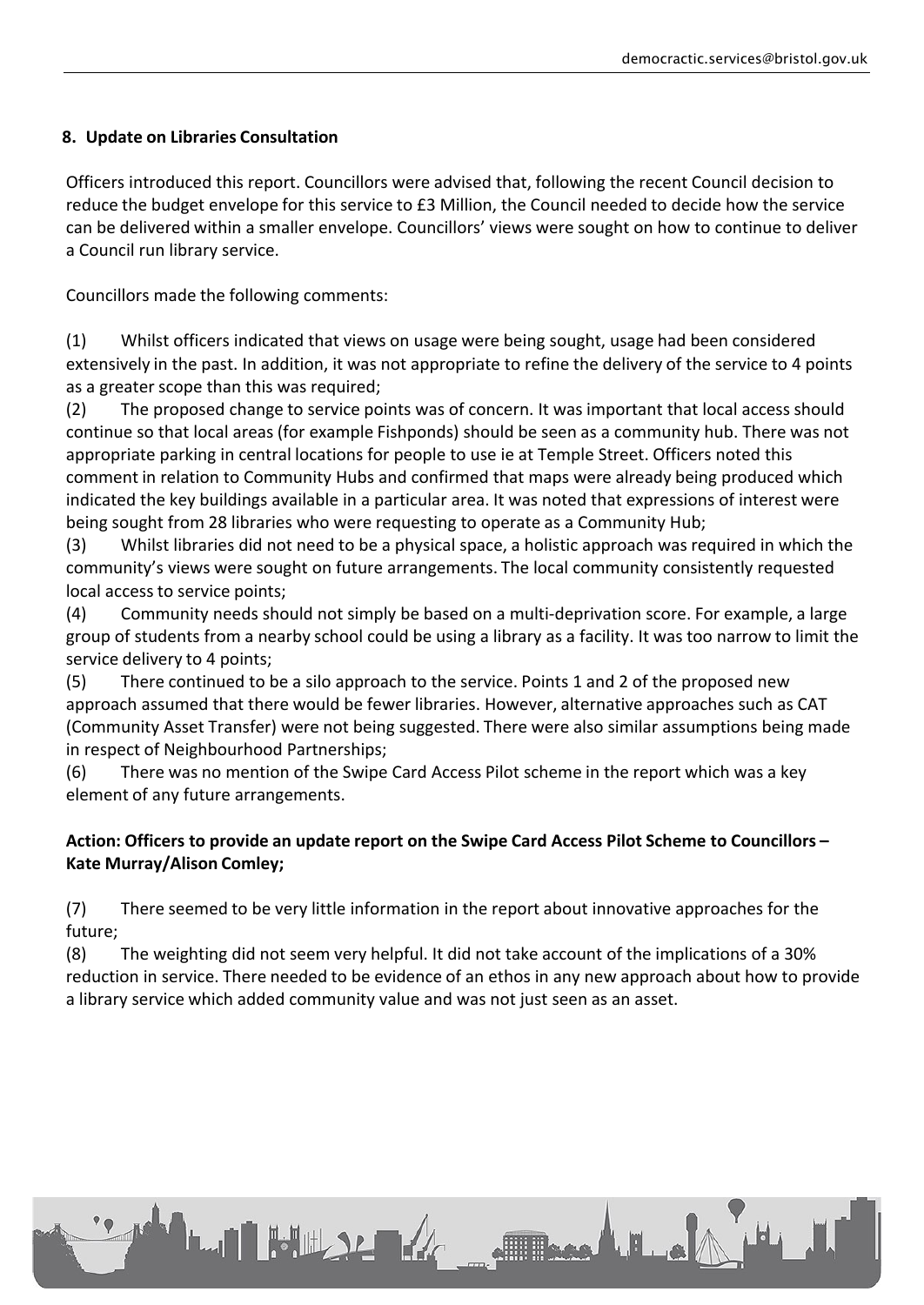## 8. Update on Libraries Consultation

Officers introduced this report. Councillors were advised that, following the recent Council decision to reduce the budget envelope for this service to £3 Million, the Council needed to decide how the service can be delivered within a smaller envelope. Councillors' views were sought on how to continue to deliver a Council run library service.

Councillors made the following comments:

(1) Whilst officers indicated that views on usage were being sought, usage had been considered extensively in the past. In addition, it was not appropriate to refine the delivery of the service to 4 points as a greater scope than this was required;
(2) The proposed change to service points was of concern. It was important that local access should continue so that local areas (for example Fishponds) should be seen as a community hub. There was not appropriate parking in central locations for people to use ie at Temple Street. Officers noted this comment in relation to Community Hubs and confirmed that maps were already being produced which indicated the key buildings available in a particular area. It was noted that expressions of interest were being sought from 28 libraries who were requesting to operate as a Community Hub;
(3) Whilst libraries did not need to be a physical space, a holistic approach was required in which the community's views were sought on future arrangements. The local community consistently requested local access to service points;
(4) Community needs should not simply be based on a multi-deprivation score. For example, a large group of students from a nearby school could be using a library as a facility. It was too narrow to limit the service delivery to 4 points;
(5) There continued to be a silo approach to the service. Points 1 and 2 of the proposed new approach assumed that there would be fewer libraries. However, alternative approaches such as CAT (Community Asset Transfer) were not being suggested. There were also similar assumptions being made in respect of Neighbourhood Partnerships;
(6) There was no mention of the Swipe Card Access Pilot scheme in the report which was a key element of any future arrangements.

**Action: Officers to provide an update report on the Swipe Card Access Pilot Scheme to Councillors – Kate Murray/Alison Comley;**

(7) There seemed to be very little information in the report about innovative approaches for the future;
(8) The weighting did not seem very helpful. It did not take account of the implications of a 30% reduction in service. There needed to be evidence of an ethos in any new approach about how to provide a library service which added community value and was not just seen as an asset.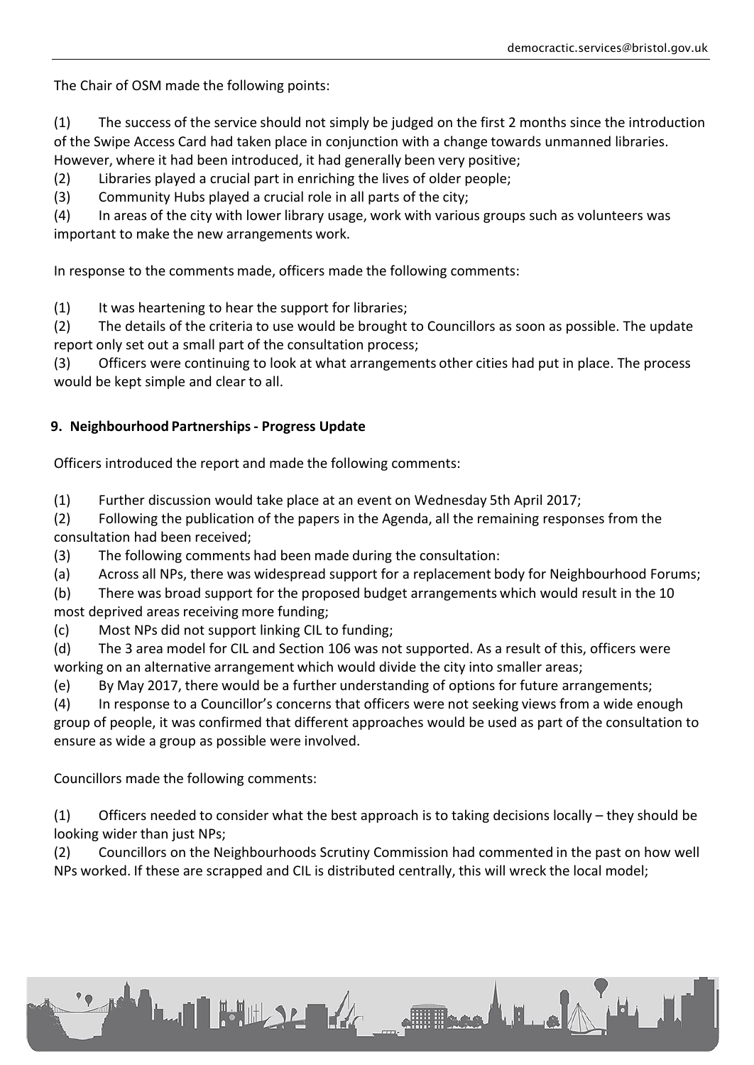The Chair of OSM made the following points:

(1) The success of the service should not simply be judged on the first 2 months since the introduction of the Swipe Access Card had taken place in conjunction with a change towards unmanned libraries. However, where it had been introduced, it had generally been very positive;
(2) Libraries played a crucial part in enriching the lives of older people;
(3) Community Hubs played a crucial role in all parts of the city;
(4) In areas of the city with lower library usage, work with various groups such as volunteers was important to make the new arrangements work.

In response to the comments made, officers made the following comments:

(1) It was heartening to hear the support for libraries;
(2) The details of the criteria to use would be brought to Councillors as soon as possible. The update report only set out a small part of the consultation process;
(3) Officers were continuing to look at what arrangements other cities had put in place. The process would be kept simple and clear to all.

**9. Neighbourhood Partnerships - Progress Update**

Officers introduced the report and made the following comments:

(1) Further discussion would take place at an event on Wednesday 5th April 2017;
(2) Following the publication of the papers in the Agenda, all the remaining responses from the consultation had been received;
(3) The following comments had been made during the consultation:
(a) Across all NPs, there was widespread support for a replacement body for Neighbourhood Forums;
(b) There was broad support for the proposed budget arrangements which would result in the 10 most deprived areas receiving more funding;
(c) Most NPs did not support linking CIL to funding;
(d) The 3 area model for CIL and Section 106 was not supported. As a result of this, officers were working on an alternative arrangement which would divide the city into smaller areas;
(e) By May 2017, there would be a further understanding of options for future arrangements;
(4) In response to a Councillor's concerns that officers were not seeking views from a wide enough group of people, it was confirmed that different approaches would be used as part of the consultation to ensure as wide a group as possible were involved.

Councillors made the following comments:

(1) Officers needed to consider what the best approach is to taking decisions locally – they should be looking wider than just NPs;
(2) Councillors on the Neighbourhoods Scrutiny Commission had commented in the past on how well NPs worked. If these are scrapped and CIL is distributed centrally, this will wreck the local model;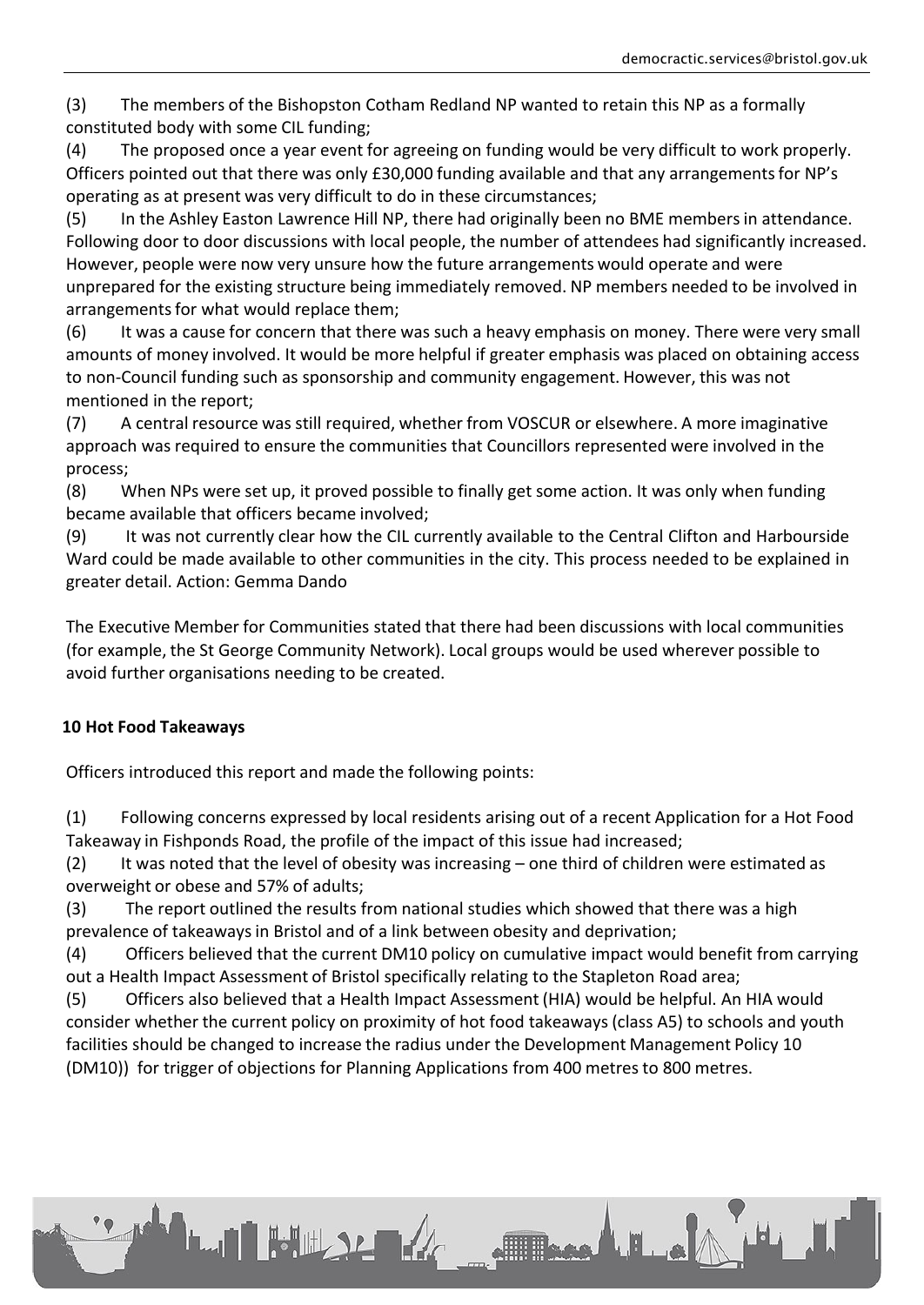(3) The members of the Bishopston Cotham Redland NP wanted to retain this NP as a formally constituted body with some CIL funding;

(4) The proposed once a year event for agreeing on funding would be very difficult to work properly. Officers pointed out that there was only £30,000 funding available and that any arrangements for NP's operating as at present was very difficult to do in these circumstances;

(5) In the Ashley Easton Lawrence Hill NP, there had originally been no BME members in attendance. Following door to door discussions with local people, the number of attendees had significantly increased. However, people were now very unsure how the future arrangements would operate and were unprepared for the existing structure being immediately removed. NP members needed to be involved in arrangements for what would replace them;

(6) It was a cause for concern that there was such a heavy emphasis on money. There were very small amounts of money involved. It would be more helpful if greater emphasis was placed on obtaining access to non-Council funding such as sponsorship and community engagement. However, this was not mentioned in the report;

(7) A central resource was still required, whether from VOSCUR or elsewhere. A more imaginative approach was required to ensure the communities that Councillors represented were involved in the process;

(8) When NPs were set up, it proved possible to finally get some action. It was only when funding became available that officers became involved;

(9) It was not currently clear how the CIL currently available to the Central Clifton and Harbourside Ward could be made available to other communities in the city. This process needed to be explained in greater detail. Action: Gemma Dando

The Executive Member for Communities stated that there had been discussions with local communities (for example, the St George Community Network). Local groups would be used wherever possible to avoid further organisations needing to be created.

**10 Hot Food Takeaways**

Officers introduced this report and made the following points:

(1) Following concerns expressed by local residents arising out of a recent Application for a Hot Food Takeaway in Fishponds Road, the profile of the impact of this issue had increased;

(2) It was noted that the level of obesity was increasing – one third of children were estimated as overweight or obese and 57% of adults;

(3) The report outlined the results from national studies which showed that there was a high prevalence of takeaways in Bristol and of a link between obesity and deprivation;

(4) Officers believed that the current DM10 policy on cumulative impact would benefit from carrying out a Health Impact Assessment of Bristol specifically relating to the Stapleton Road area;

(5) Officers also believed that a Health Impact Assessment (HIA) would be helpful. An HIA would consider whether the current policy on proximity of hot food takeaways (class A5) to schools and youth facilities should be changed to increase the radius under the Development Management Policy 10 (DM10)) for trigger of objections for Planning Applications from 400 metres to 800 metres.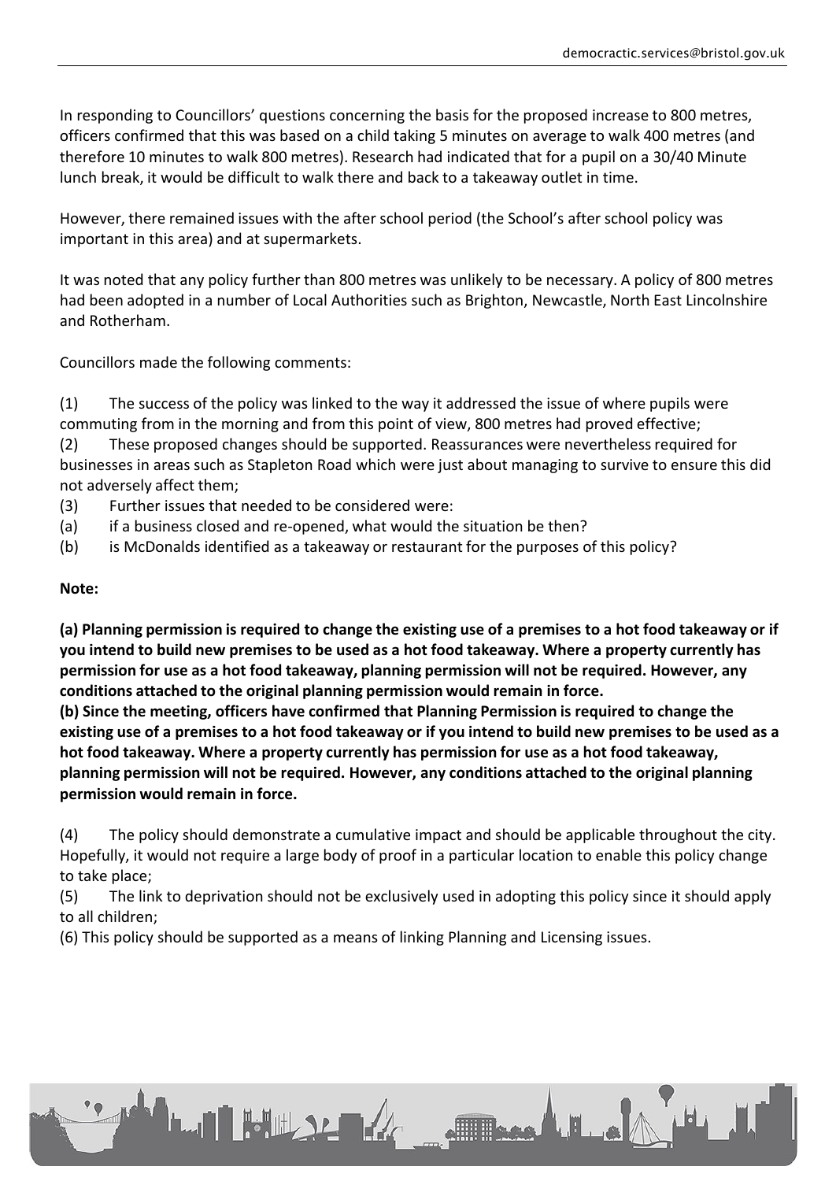In responding to Councillors' questions concerning the basis for the proposed increase to 800 metres, officers confirmed that this was based on a child taking 5 minutes on average to walk 400 metres (and therefore 10 minutes to walk 800 metres). Research had indicated that for a pupil on a 30/40 Minute lunch break, it would be difficult to walk there and back to a takeaway outlet in time.

However, there remained issues with the after school period (the School's after school policy was important in this area) and at supermarkets.

It was noted that any policy further than 800 metres was unlikely to be necessary. A policy of 800 metres had been adopted in a number of Local Authorities such as Brighton, Newcastle, North East Lincolnshire and Rotherham.

Councillors made the following comments:

(1) The success of the policy was linked to the way it addressed the issue of where pupils were commuting from in the morning and from this point of view, 800 metres had proved effective;
(2) These proposed changes should be supported. Reassurances were nevertheless required for businesses in areas such as Stapleton Road which were just about managing to survive to ensure this did not adversely affect them;
(3) Further issues that needed to be considered were:
(a) if a business closed and re-opened, what would the situation be then?
(b) is McDonalds identified as a takeaway or restaurant for the purposes of this policy?

**Note:**

**(a) Planning permission is required to change the existing use of a premises to a hot food takeaway or if you intend to build new premises to be used as a hot food takeaway. Where a property currently has permission for use as a hot food takeaway, planning permission will not be required. However, any conditions attached to the original planning permission would remain in force.**
**(b) Since the meeting, officers have confirmed that Planning Permission is required to change the existing use of a premises to a hot food takeaway or if you intend to build new premises to be used as a hot food takeaway. Where a property currently has permission for use as a hot food takeaway, planning permission will not be required. However, any conditions attached to the original planning permission would remain in force.**

(4) The policy should demonstrate a cumulative impact and should be applicable throughout the city. Hopefully, it would not require a large body of proof in a particular location to enable this policy change to take place;
(5) The link to deprivation should not be exclusively used in adopting this policy since it should apply to all children;
(6) This policy should be supported as a means of linking Planning and Licensing issues.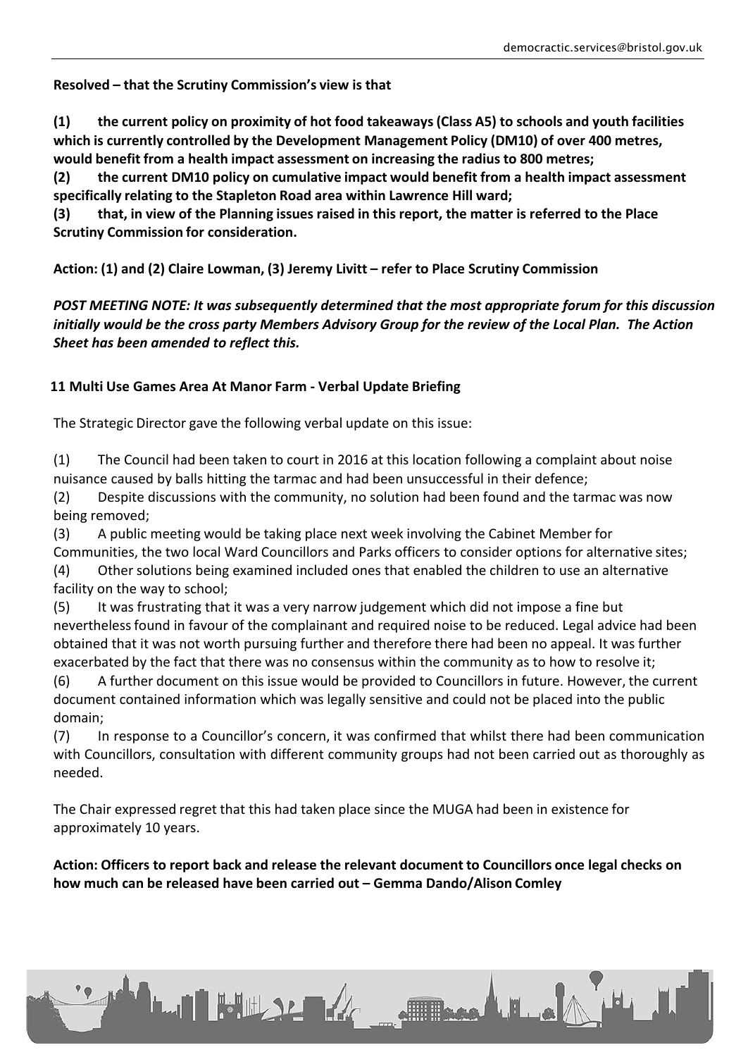**Resolved – that the Scrutiny Commission's view is that**

**(1) the current policy on proximity of hot food takeaways (Class A5) to schools and youth facilities which is currently controlled by the Development Management Policy (DM10) of over 400 metres, would benefit from a health impact assessment on increasing the radius to 800 metres;**
**(2) the current DM10 policy on cumulative impact would benefit from a health impact assessment specifically relating to the Stapleton Road area within Lawrence Hill ward;**
**(3) that, in view of the Planning issues raised in this report, the matter is referred to the Place Scrutiny Commission for consideration.**

**Action: (1) and (2) Claire Lowman, (3) Jeremy Livitt – refer to Place Scrutiny Commission**

***POST MEETING NOTE: It was subsequently determined that the most appropriate forum for this discussion initially would be the cross party Members Advisory Group for the review of the Local Plan. The Action Sheet has been amended to reflect this.***

### 11 Multi Use Games Area At Manor Farm - Verbal Update Briefing

The Strategic Director gave the following verbal update on this issue:

(1) The Council had been taken to court in 2016 at this location following a complaint about noise nuisance caused by balls hitting the tarmac and had been unsuccessful in their defence;
(2) Despite discussions with the community, no solution had been found and the tarmac was now being removed;
(3) A public meeting would be taking place next week involving the Cabinet Member for Communities, the two local Ward Councillors and Parks officers to consider options for alternative sites;
(4) Other solutions being examined included ones that enabled the children to use an alternative facility on the way to school;
(5) It was frustrating that it was a very narrow judgement which did not impose a fine but nevertheless found in favour of the complainant and required noise to be reduced. Legal advice had been obtained that it was not worth pursuing further and therefore there had been no appeal. It was further exacerbated by the fact that there was no consensus within the community as to how to resolve it;
(6) A further document on this issue would be provided to Councillors in future. However, the current document contained information which was legally sensitive and could not be placed into the public domain;
(7) In response to a Councillor's concern, it was confirmed that whilst there had been communication with Councillors, consultation with different community groups had not been carried out as thoroughly as needed.

The Chair expressed regret that this had taken place since the MUGA had been in existence for approximately 10 years.

**Action: Officers to report back and release the relevant document to Councillors once legal checks on how much can be released have been carried out – Gemma Dando/Alison Comley**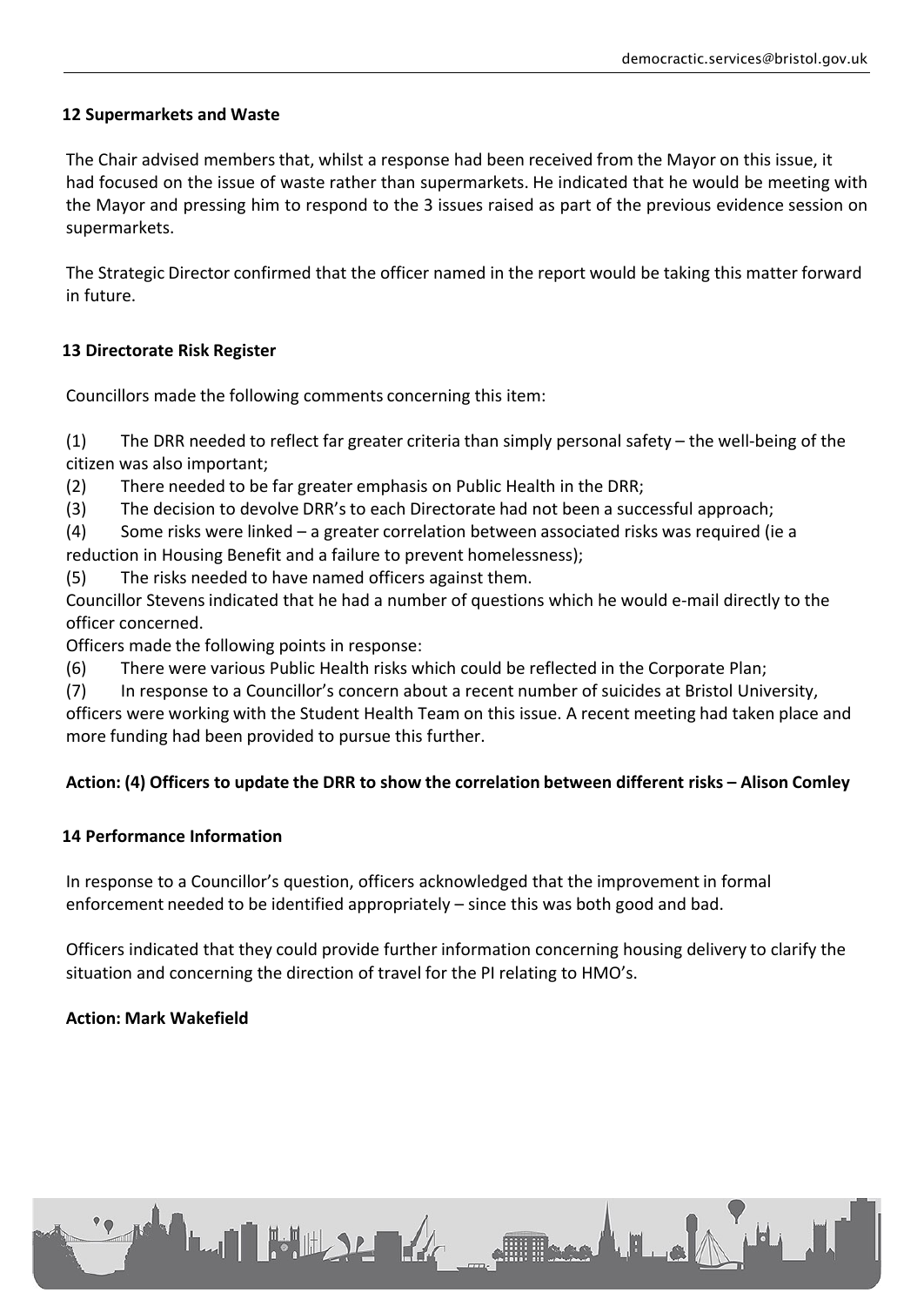## 12 Supermarkets and Waste

The Chair advised members that, whilst a response had been received from the Mayor on this issue, it had focused on the issue of waste rather than supermarkets. He indicated that he would be meeting with the Mayor and pressing him to respond to the 3 issues raised as part of the previous evidence session on supermarkets.

The Strategic Director confirmed that the officer named in the report would be taking this matter forward in future.

## 13 Directorate Risk Register

Councillors made the following comments concerning this item:

(1) The DRR needed to reflect far greater criteria than simply personal safety – the well-being of the citizen was also important;
(2) There needed to be far greater emphasis on Public Health in the DRR;
(3) The decision to devolve DRR's to each Directorate had not been a successful approach;
(4) Some risks were linked – a greater correlation between associated risks was required (ie a reduction in Housing Benefit and a failure to prevent homelessness);
(5) The risks needed to have named officers against them.

Councillor Stevens indicated that he had a number of questions which he would e-mail directly to the officer concerned.

Officers made the following points in response:

(6) There were various Public Health risks which could be reflected in the Corporate Plan;
(7) In response to a Councillor's concern about a recent number of suicides at Bristol University, officers were working with the Student Health Team on this issue. A recent meeting had taken place and more funding had been provided to pursue this further.

**Action: (4) Officers to update the DRR to show the correlation between different risks – Alison Comley**

## 14 Performance Information

In response to a Councillor's question, officers acknowledged that the improvement in formal enforcement needed to be identified appropriately – since this was both good and bad.

Officers indicated that they could provide further information concerning housing delivery to clarify the situation and concerning the direction of travel for the PI relating to HMO's.

**Action: Mark Wakefield**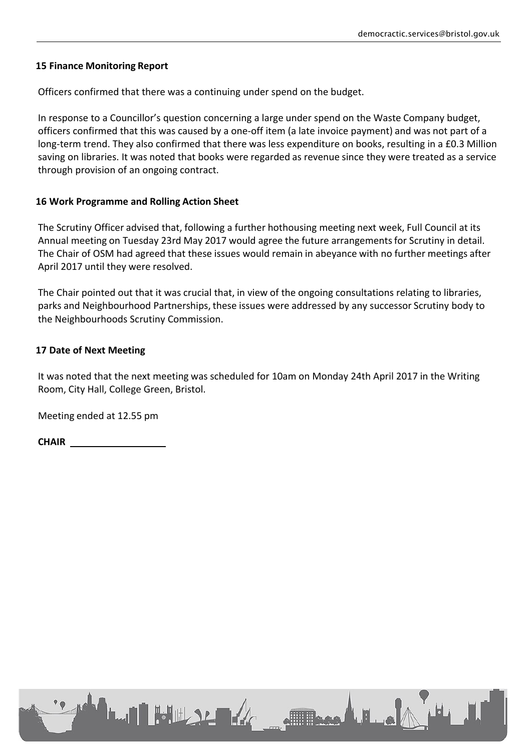**15 Finance Monitoring Report**

Officers confirmed that there was a continuing under spend on the budget.

In response to a Councillor's question concerning a large under spend on the Waste Company budget, officers confirmed that this was caused by a one-off item (a late invoice payment) and was not part of a long-term trend. They also confirmed that there was less expenditure on books, resulting in a £0.3 Million saving on libraries. It was noted that books were regarded as revenue since they were treated as a service through provision of an ongoing contract.

**16 Work Programme and Rolling Action Sheet**

The Scrutiny Officer advised that, following a further hothousing meeting next week, Full Council at its Annual meeting on Tuesday 23rd May 2017 would agree the future arrangements for Scrutiny in detail. The Chair of OSM had agreed that these issues would remain in abeyance with no further meetings after April 2017 until they were resolved.

The Chair pointed out that it was crucial that, in view of the ongoing consultations relating to libraries, parks and Neighbourhood Partnerships, these issues were addressed by any successor Scrutiny body to the Neighbourhoods Scrutiny Commission.

**17 Date of Next Meeting**

It was noted that the next meeting was scheduled for 10am on Monday 24th April 2017 in the Writing Room, City Hall, College Green, Bristol.

Meeting ended at 12.55 pm

**CHAIR** \_\_\_\_\_\_\_\_\_\_\_\_\_\_\_\_\_\_